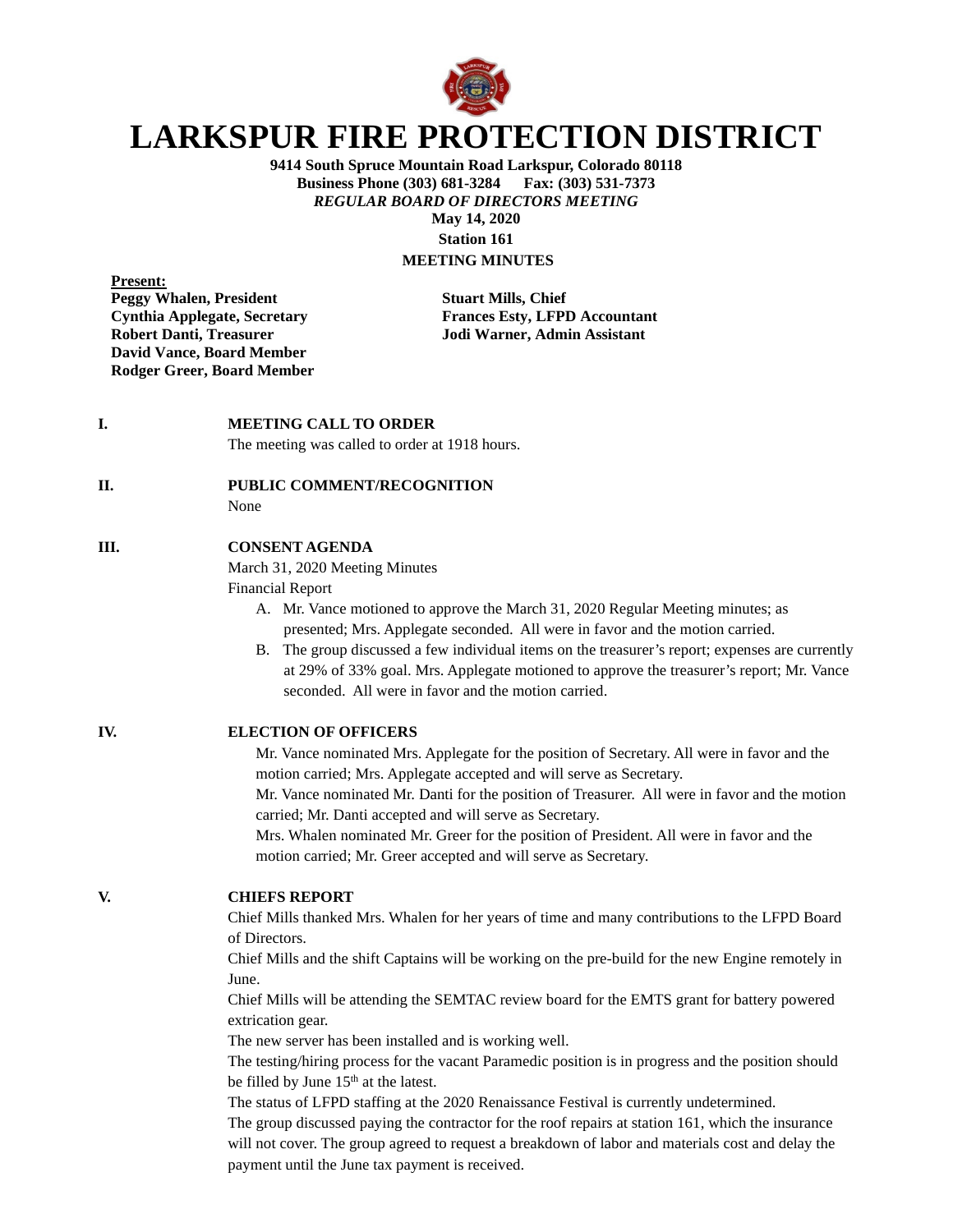# LARKSPUR FIRE PROTECTION DISTRICT

**9414 South Spruce Mountain Road Larkspur, Colorado 80118**
**Business Phone (303) 681-3284 Fax: (303) 531-7373**
***REGULAR BOARD OF DIRECTORS MEETING***
**May 14, 2020**
**Station 161**
**MEETING MINUTES**

**Present:**

**Peggy Whalen, President**
**Cynthia Applegate, Secretary**
**Robert Danti, Treasurer**
**David Vance, Board Member**
**Rodger Greer, Board Member**

**Stuart Mills, Chief**
**Frances Esty, LFPD Accountant**
**Jodi Warner, Admin Assistant**

**I. MEETING CALL TO ORDER**

The meeting was called to order at 1918 hours.

**II. PUBLIC COMMENT/RECOGNITION**

None

**III. CONSENT AGENDA**

March 31, 2020 Meeting Minutes
Financial Report

A. Mr. Vance motioned to approve the March 31, 2020 Regular Meeting minutes; as presented; Mrs. Applegate seconded. All were in favor and the motion carried.
B. The group discussed a few individual items on the treasurer's report; expenses are currently at 29% of 33% goal. Mrs. Applegate motioned to approve the treasurer's report; Mr. Vance seconded. All were in favor and the motion carried.

**IV. ELECTION OF OFFICERS**

Mr. Vance nominated Mrs. Applegate for the position of Secretary. All were in favor and the motion carried; Mrs. Applegate accepted and will serve as Secretary.
Mr. Vance nominated Mr. Danti for the position of Treasurer. All were in favor and the motion carried; Mr. Danti accepted and will serve as Secretary.
Mrs. Whalen nominated Mr. Greer for the position of President. All were in favor and the motion carried; Mr. Greer accepted and will serve as Secretary.

**V. CHIEFS REPORT**

Chief Mills thanked Mrs. Whalen for her years of time and many contributions to the LFPD Board of Directors.
Chief Mills and the shift Captains will be working on the pre-build for the new Engine remotely in June.
Chief Mills will be attending the SEMTAC review board for the EMTS grant for battery powered extrication gear.
The new server has been installed and is working well.
The testing/hiring process for the vacant Paramedic position is in progress and the position should be filled by June 15th at the latest.
The status of LFPD staffing at the 2020 Renaissance Festival is currently undetermined.
The group discussed paying the contractor for the roof repairs at station 161, which the insurance will not cover. The group agreed to request a breakdown of labor and materials cost and delay the payment until the June tax payment is received.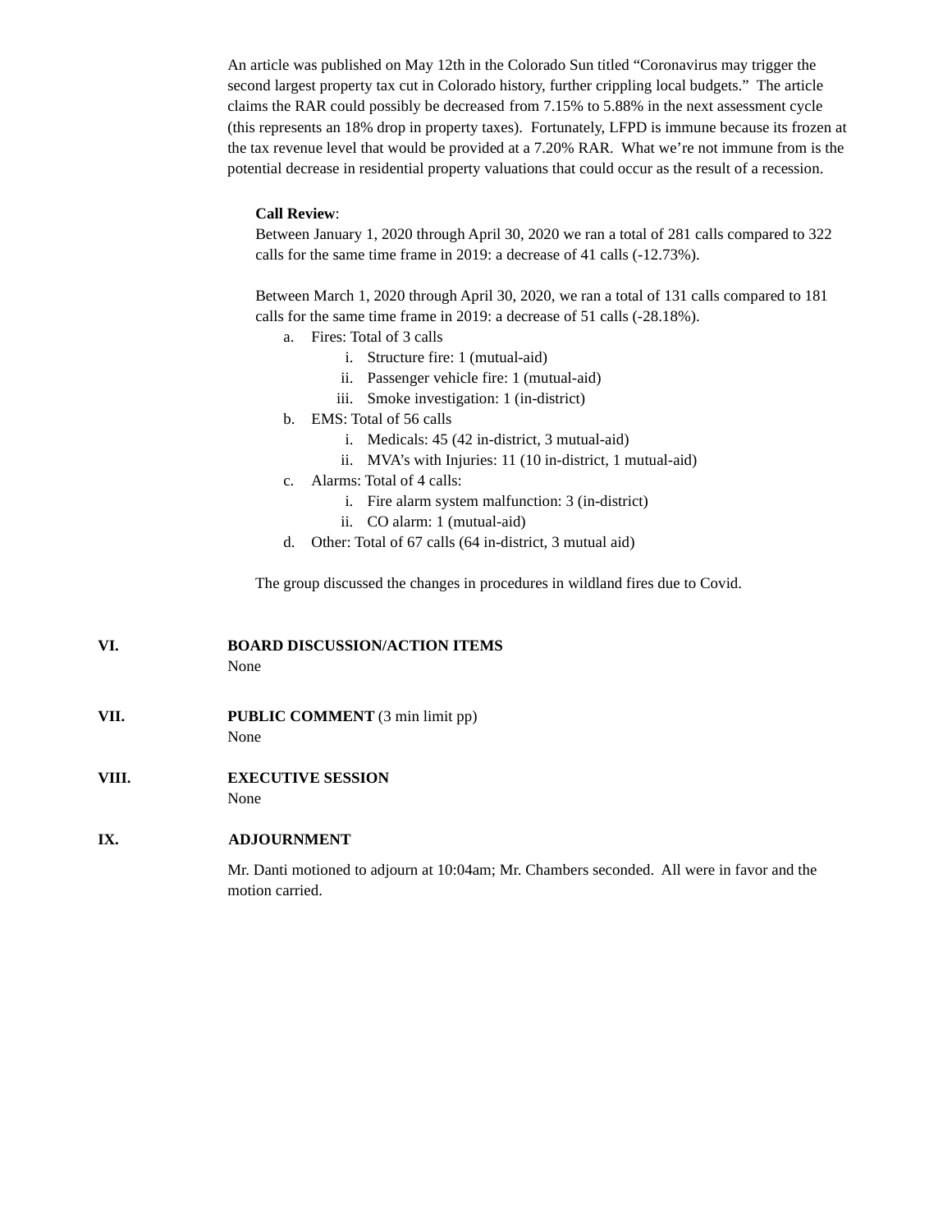An article was published on May 12th in the Colorado Sun titled "Coronavirus may trigger the second largest property tax cut in Colorado history, further crippling local budgets." The article claims the RAR could possibly be decreased from 7.15% to 5.88% in the next assessment cycle (this represents an 18% drop in property taxes). Fortunately, LFPD is immune because its frozen at the tax revenue level that would be provided at a 7.20% RAR. What we're not immune from is the potential decrease in residential property valuations that could occur as the result of a recession.

**Call Review**:

Between January 1, 2020 through April 30, 2020 we ran a total of 281 calls compared to 322 calls for the same time frame in 2019: a decrease of 41 calls (-12.73%).

Between March 1, 2020 through April 30, 2020, we ran a total of 131 calls compared to 181 calls for the same time frame in 2019: a decrease of 51 calls (-28.18%).

a. Fires: Total of 3 calls
   i. Structure fire: 1 (mutual-aid)
   ii. Passenger vehicle fire: 1 (mutual-aid)
   iii. Smoke investigation: 1 (in-district)
b. EMS: Total of 56 calls
   i. Medicals: 45 (42 in-district, 3 mutual-aid)
   ii. MVA's with Injuries: 11 (10 in-district, 1 mutual-aid)
c. Alarms: Total of 4 calls:
   i. Fire alarm system malfunction: 3 (in-district)
   ii. CO alarm: 1 (mutual-aid)
d. Other: Total of 67 calls (64 in-district, 3 mutual aid)

The group discussed the changes in procedures in wildland fires due to Covid.

## VI. BOARD DISCUSSION/ACTION ITEMS

None

## VII. PUBLIC COMMENT (3 min limit pp)

None

## VIII. EXECUTIVE SESSION

None

## IX. ADJOURNMENT

Mr. Danti motioned to adjourn at 10:04am; Mr. Chambers seconded. All were in favor and the motion carried.